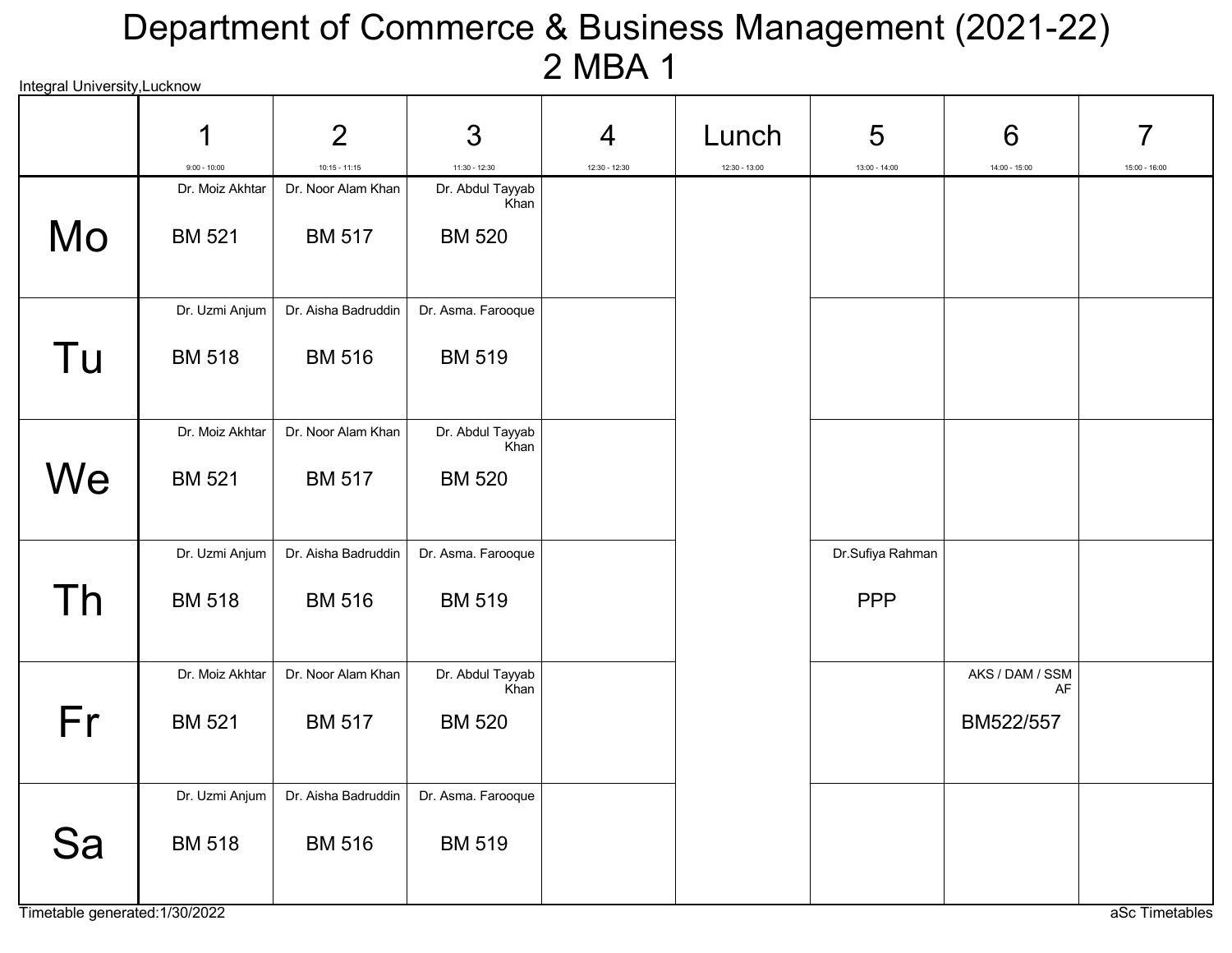# Department of Commerce & Business Management (2021-22)
## 2 MBA 1

Integral University,Lucknow

| | 1<br>9:00 - 10:00 | 2<br>10:15 - 11:15 | 3<br>11:30 - 12:30 | 4<br>12:30 - 12:30 | Lunch<br>12:30 - 13:00 | 5<br>13:00 - 14:00 | 6<br>14:00 - 15:00 | 7<br>15:00 - 16:00 |
|---|---|---|---|---|---|---|---|---|
| Mo | Dr. Moiz Akhtar<br>BM 521 | Dr. Noor Alam Khan<br>BM 517 | Dr. Abdul Tayyab Khan<br>BM 520 | | | | | |
| Tu | Dr. Uzmi Anjum<br>BM 518 | Dr. Aisha Badruddin<br>BM 516 | Dr. Asma. Farooque<br>BM 519 | | | | | |
| We | Dr. Moiz Akhtar<br>BM 521 | Dr. Noor Alam Khan<br>BM 517 | Dr. Abdul Tayyab Khan<br>BM 520 | | | | | |
| Th | Dr. Uzmi Anjum<br>BM 518 | Dr. Aisha Badruddin<br>BM 516 | Dr. Asma. Farooque<br>BM 519 | | | Dr.Sufiya Rahman<br>PPP | | |
| Fr | Dr. Moiz Akhtar<br>BM 521 | Dr. Noor Alam Khan<br>BM 517 | Dr. Abdul Tayyab Khan<br>BM 520 | | | | AKS / DAM / SSM AF<br>BM522/557 | |
| Sa | Dr. Uzmi Anjum<br>BM 518 | Dr. Aisha Badruddin<br>BM 516 | Dr. Asma. Farooque<br>BM 519 | | | | | |

Timetable generated:1/30/2022

aSc Timetables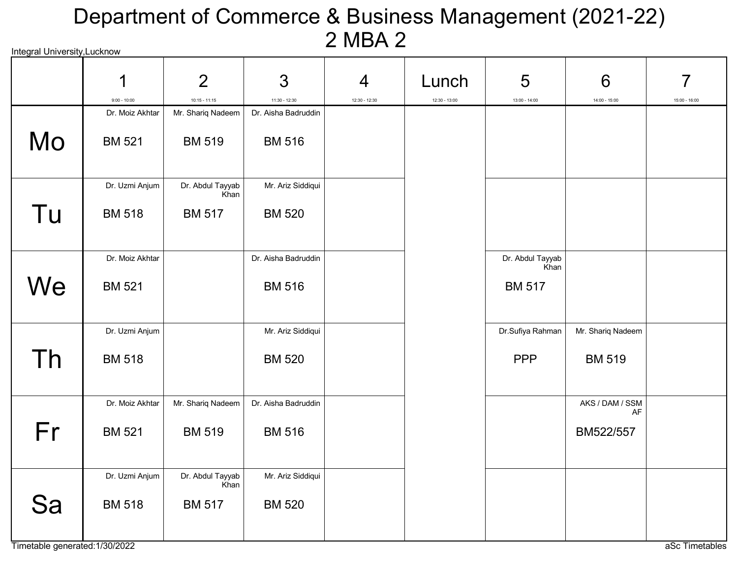# Department of Commerce & Business Management (2021-22)
## 2 MBA 2

Integral University,Lucknow

| | 1<br>9:00 - 10:00 | 2<br>10:15 - 11:15 | 3<br>11:30 - 12:30 | 4<br>12:30 - 12:30 | Lunch<br>12:30 - 13:00 | 5<br>13:00 - 14:00 | 6<br>14:00 - 15:00 | 7<br>15:00 - 16:00 |
|---|---|---|---|---|---|---|---|---|
| Mo | Dr. Moiz Akhtar<br>BM 521 | Mr. Shariq Nadeem<br>BM 519 | Dr. Aisha Badruddin<br>BM 516 | | | | | |
| Tu | Dr. Uzmi Anjum<br>BM 518 | Dr. Abdul Tayyab Khan<br>BM 517 | Mr. Ariz Siddiqui<br>BM 520 | | | | | |
| We | Dr. Moiz Akhtar<br>BM 521 | | Dr. Aisha Badruddin<br>BM 516 | | | Dr. Abdul Tayyab Khan<br>BM 517 | | |
| Th | Dr. Uzmi Anjum<br>BM 518 | | Mr. Ariz Siddiqui<br>BM 520 | | | Dr.Sufiya Rahman<br>PPP | Mr. Shariq Nadeem<br>BM 519 | |
| Fr | Dr. Moiz Akhtar<br>BM 521 | Mr. Shariq Nadeem<br>BM 519 | Dr. Aisha Badruddin<br>BM 516 | | | | AKS / DAM / SSM AF<br>BM522/557 | |
| Sa | Dr. Uzmi Anjum<br>BM 518 | Dr. Abdul Tayyab Khan<br>BM 517 | Mr. Ariz Siddiqui<br>BM 520 | | | | | |

Timetable generated:1/30/2022

aSc Timetables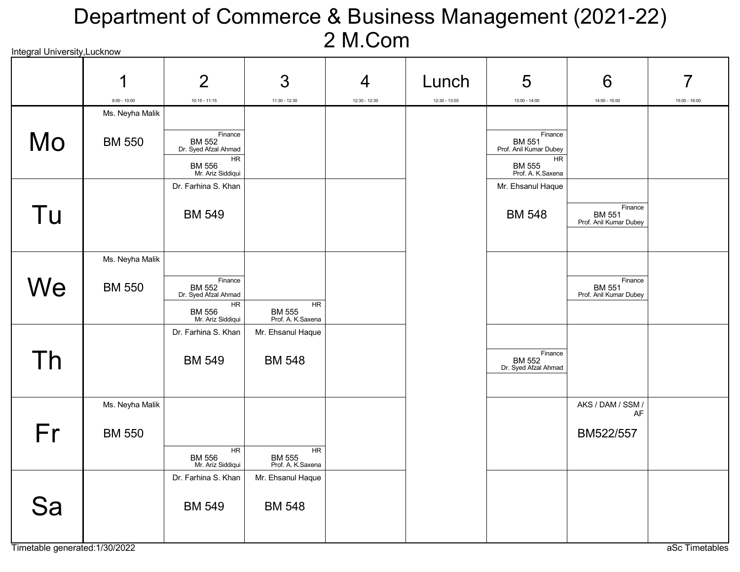# Department of Commerce & Business Management (2021-22)
## 2 M.Com

Integral University,Lucknow

| | 1<br>9:00 - 10:00 | 2<br>10:15 - 11:15 | 3<br>11:30 - 12:30 | 4<br>12:30 - 12:30 | Lunch<br>12:30 - 13:00 | 5<br>13:00 - 14:00 | 6<br>14:00 - 15:00 | 7<br>15:00 - 16:00 |
|---|---|---|---|---|---|---|---|---|
| **Mo** | Ms. Neyha Malik<br>BM 550 | Finance<br>BM 552<br>Dr. Syed Afzal Ahmad<br>HR<br>BM 556<br>Mr. Ariz Siddiqui | | | | Finance<br>BM 551<br>Prof. Anil Kumar Dubey<br>HR<br>BM 555<br>Prof. A. K.Saxena | | |
| **Tu** | | Dr. Farhina S. Khan<br>BM 549 | | | | Mr. Ehsanul Haque<br>BM 548 | Finance<br>BM 551<br>Prof. Anil Kumar Dubey | |
| **We** | Ms. Neyha Malik<br>BM 550 | Finance<br>BM 552<br>Dr. Syed Afzal Ahmad<br>HR<br>BM 556<br>Mr. Ariz Siddiqui | HR<br>BM 555<br>Prof. A. K.Saxena | | | | Finance<br>BM 551<br>Prof. Anil Kumar Dubey | |
| **Th** | | Dr. Farhina S. Khan<br>BM 549 | Mr. Ehsanul Haque<br>BM 548 | | | Finance<br>BM 552<br>Dr. Syed Afzal Ahmad | | |
| **Fr** | Ms. Neyha Malik<br>BM 550 | HR<br>BM 556<br>Mr. Ariz Siddiqui | HR<br>BM 555<br>Prof. A. K.Saxena | | | | AKS / DAM / SSM / AF<br>BM522/557 | |
| **Sa** | | Dr. Farhina S. Khan<br>BM 549 | Mr. Ehsanul Haque<br>BM 548 | | | | | |

Timetable generated:1/30/2022

aSc Timetables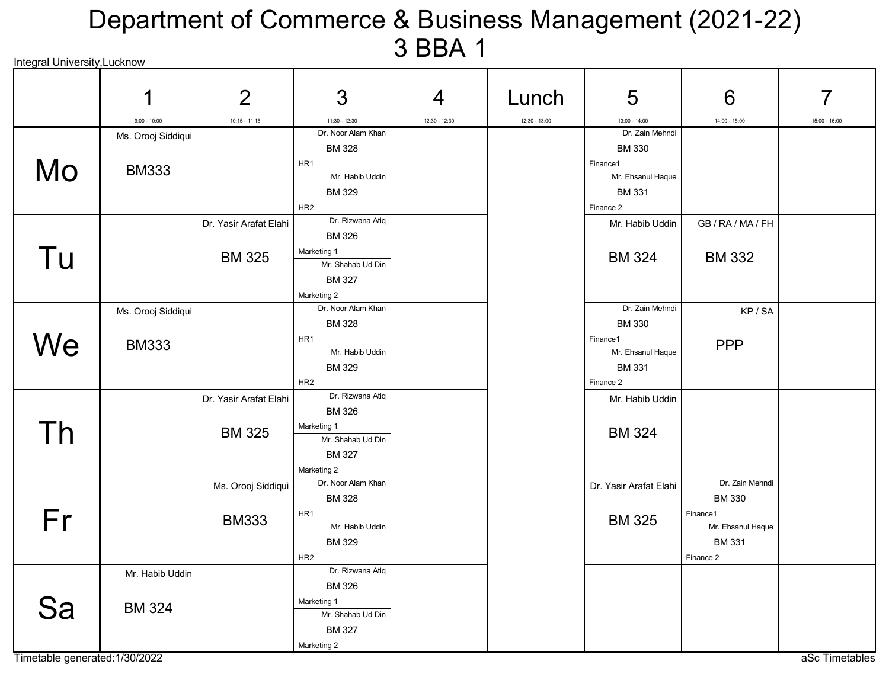# Department of Commerce & Business Management (2021-22)
# 3 BBA 1

Integral University,Lucknow

| | 1<br>9:00 - 10:00 | 2<br>10:15 - 11:15 | 3<br>11:30 - 12:30 | 4<br>12:30 - 12:30 | Lunch<br>12:30 - 13:00 | 5<br>13:00 - 14:00 | 6<br>14:00 - 15:00 | 7<br>15:00 - 16:00 |
|---|---|---|---|---|---|---|---|---|
| Mo | Ms. Orooj Siddiqui<br>BM333 | | Dr. Noor Alam Khan<br>BM 328<br>HR1<br>Mr. Habib Uddin<br>BM 329<br>HR2 | | | Dr. Zain Mehndi<br>BM 330<br>Finance1<br>Mr. Ehsanul Haque<br>BM 331<br>Finance 2 | | |
| Tu | | Dr. Yasir Arafat Elahi<br>BM 325 | Dr. Rizwana Atiq<br>BM 326<br>Marketing 1<br>Mr. Shahab Ud Din<br>BM 327<br>Marketing 2 | | | Mr. Habib Uddin<br>BM 324 | GB / RA / MA / FH<br>BM 332 | |
| We | Ms. Orooj Siddiqui<br>BM333 | | Dr. Noor Alam Khan<br>BM 328<br>HR1<br>Mr. Habib Uddin<br>BM 329<br>HR2 | | | Dr. Zain Mehndi<br>BM 330<br>Finance1<br>Mr. Ehsanul Haque<br>BM 331<br>Finance 2 | KP / SA<br>PPP | |
| Th | | Dr. Yasir Arafat Elahi<br>BM 325 | Dr. Rizwana Atiq<br>BM 326<br>Marketing 1<br>Mr. Shahab Ud Din<br>BM 327<br>Marketing 2 | | | Mr. Habib Uddin<br>BM 324 | | |
| Fr | | Ms. Orooj Siddiqui<br>BM333 | Dr. Noor Alam Khan<br>BM 328<br>HR1<br>Mr. Habib Uddin<br>BM 329<br>HR2 | | | Dr. Yasir Arafat Elahi<br>BM 325 | Dr. Zain Mehndi<br>BM 330<br>Finance1<br>Mr. Ehsanul Haque<br>BM 331<br>Finance 2 | |
| Sa | Mr. Habib Uddin<br>BM 324 | | Dr. Rizwana Atiq<br>BM 326<br>Marketing 1<br>Mr. Shahab Ud Din<br>BM 327<br>Marketing 2 | | | | | |

Timetable generated:1/30/2022

aSc Timetables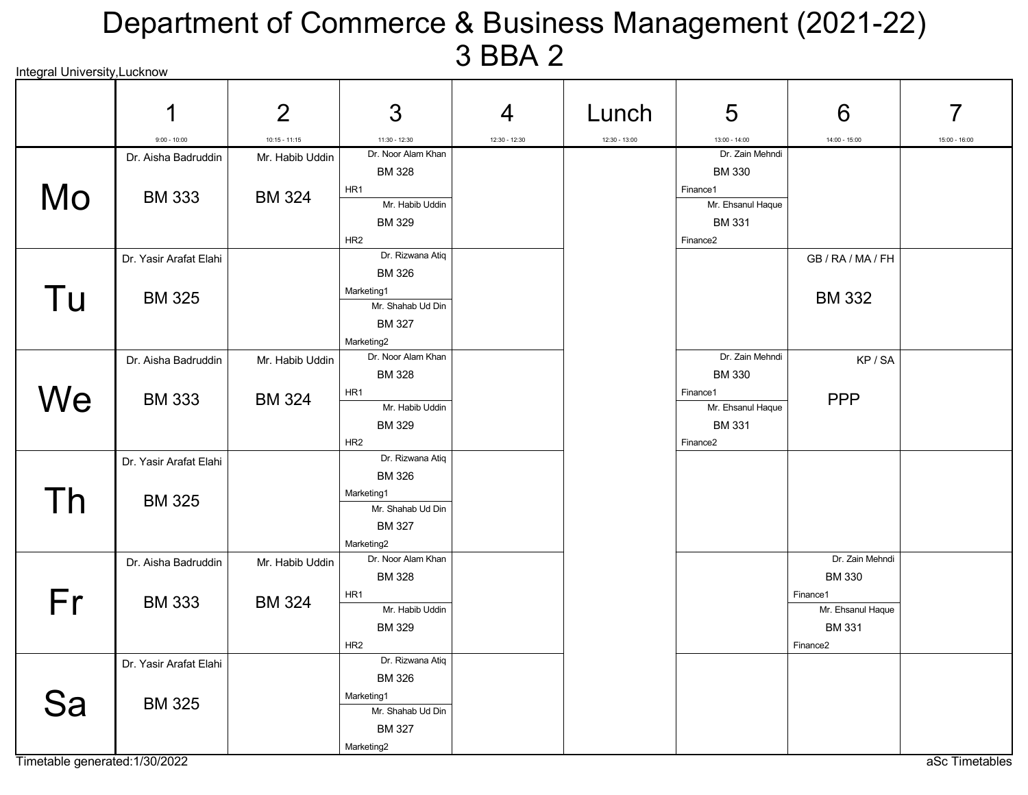# Department of Commerce & Business Management (2021-22)
## 3 BBA 2

Integral University,Lucknow

| | 1<br>9:00 - 10:00 | 2<br>10:15 - 11:15 | 3<br>11:30 - 12:30 | 4<br>12:30 - 12:30 | Lunch<br>12:30 - 13:00 | 5<br>13:00 - 14:00 | 6<br>14:00 - 15:00 | 7<br>15:00 - 16:00 |
|---|---|---|---|---|---|---|---|---|
| Mo | Dr. Aisha Badruddin<br>BM 333 | Mr. Habib Uddin<br>BM 324 | Dr. Noor Alam Khan<br>BM 328<br>HR1<br>Mr. Habib Uddin<br>BM 329<br>HR2 | | | Dr. Zain Mehndi<br>BM 330<br>Finance1<br>Mr. Ehsanul Haque<br>BM 331<br>Finance2 | | |
| Tu | Dr. Yasir Arafat Elahi<br>BM 325 | | Dr. Rizwana Atiq<br>BM 326<br>Marketing1<br>Mr. Shahab Ud Din<br>BM 327<br>Marketing2 | | | | GB / RA / MA / FH<br>BM 332 | |
| We | Dr. Aisha Badruddin<br>BM 333 | Mr. Habib Uddin<br>BM 324 | Dr. Noor Alam Khan<br>BM 328<br>HR1<br>Mr. Habib Uddin<br>BM 329<br>HR2 | | | Dr. Zain Mehndi<br>BM 330<br>Finance1<br>Mr. Ehsanul Haque<br>BM 331<br>Finance2 | KP / SA<br>PPP | |
| Th | Dr. Yasir Arafat Elahi<br>BM 325 | | Dr. Rizwana Atiq<br>BM 326<br>Marketing1<br>Mr. Shahab Ud Din<br>BM 327<br>Marketing2 | | | | | |
| Fr | Dr. Aisha Badruddin<br>BM 333 | Mr. Habib Uddin<br>BM 324 | Dr. Noor Alam Khan<br>BM 328<br>HR1<br>Mr. Habib Uddin<br>BM 329<br>HR2 | | | | Dr. Zain Mehndi<br>BM 330<br>Finance1<br>Mr. Ehsanul Haque<br>BM 331<br>Finance2 | |
| Sa | Dr. Yasir Arafat Elahi<br>BM 325 | | Dr. Rizwana Atiq<br>BM 326<br>Marketing1<br>Mr. Shahab Ud Din<br>BM 327<br>Marketing2 | | | | | |

Timetable generated:1/30/2022

aSc Timetables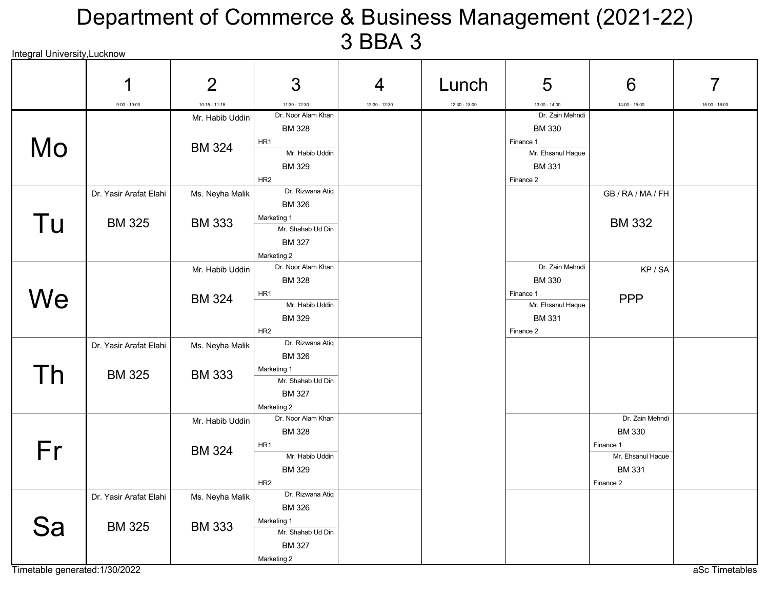# Department of Commerce & Business Management (2021-22)
# 3 BBA 3

Integral University,Lucknow

| | 1<br>9:00 - 10:00 | 2<br>10:15 - 11:15 | 3<br>11:30 - 12:30 | 4<br>12:30 - 12:30 | Lunch<br>12:30 - 13:00 | 5<br>13:00 - 14:00 | 6<br>14:00 - 15:00 | 7<br>15:00 - 16:00 |
|---|---|---|---|---|---|---|---|---|
| **Mo** | | Mr. Habib Uddin<br>BM 324 | Dr. Noor Alam Khan<br>BM 328<br>HR1<br>Mr. Habib Uddin<br>BM 329<br>HR2 | | | Dr. Zain Mehndi<br>BM 330<br>Finance 1<br>Mr. Ehsanul Haque<br>BM 331<br>Finance 2 | | |
| **Tu** | Dr. Yasir Arafat Elahi<br>BM 325 | Ms. Neyha Malik<br>BM 333 | Dr. Rizwana Atiq<br>BM 326<br>Marketing 1<br>Mr. Shahab Ud Din<br>BM 327<br>Marketing 2 | | | | GB / RA / MA / FH<br>BM 332 | |
| **We** | | Mr. Habib Uddin<br>BM 324 | Dr. Noor Alam Khan<br>BM 328<br>HR1<br>Mr. Habib Uddin<br>BM 329<br>HR2 | | | Dr. Zain Mehndi<br>BM 330<br>Finance 1<br>Mr. Ehsanul Haque<br>BM 331<br>Finance 2 | KP / SA<br>PPP | |
| **Th** | Dr. Yasir Arafat Elahi<br>BM 325 | Ms. Neyha Malik<br>BM 333 | Dr. Rizwana Atiq<br>BM 326<br>Marketing 1<br>Mr. Shahab Ud Din<br>BM 327<br>Marketing 2 | | | | | |
| **Fr** | | Mr. Habib Uddin<br>BM 324 | Dr. Noor Alam Khan<br>BM 328<br>HR1<br>Mr. Habib Uddin<br>BM 329<br>HR2 | | | | Dr. Zain Mehndi<br>BM 330<br>Finance 1<br>Mr. Ehsanul Haque<br>BM 331<br>Finance 2 | |
| **Sa** | Dr. Yasir Arafat Elahi<br>BM 325 | Ms. Neyha Malik<br>BM 333 | Dr. Rizwana Atiq<br>BM 326<br>Marketing 1<br>Mr. Shahab Ud Din<br>BM 327<br>Marketing 2 | | | | | |

Timetable generated:1/30/2022

aSc Timetables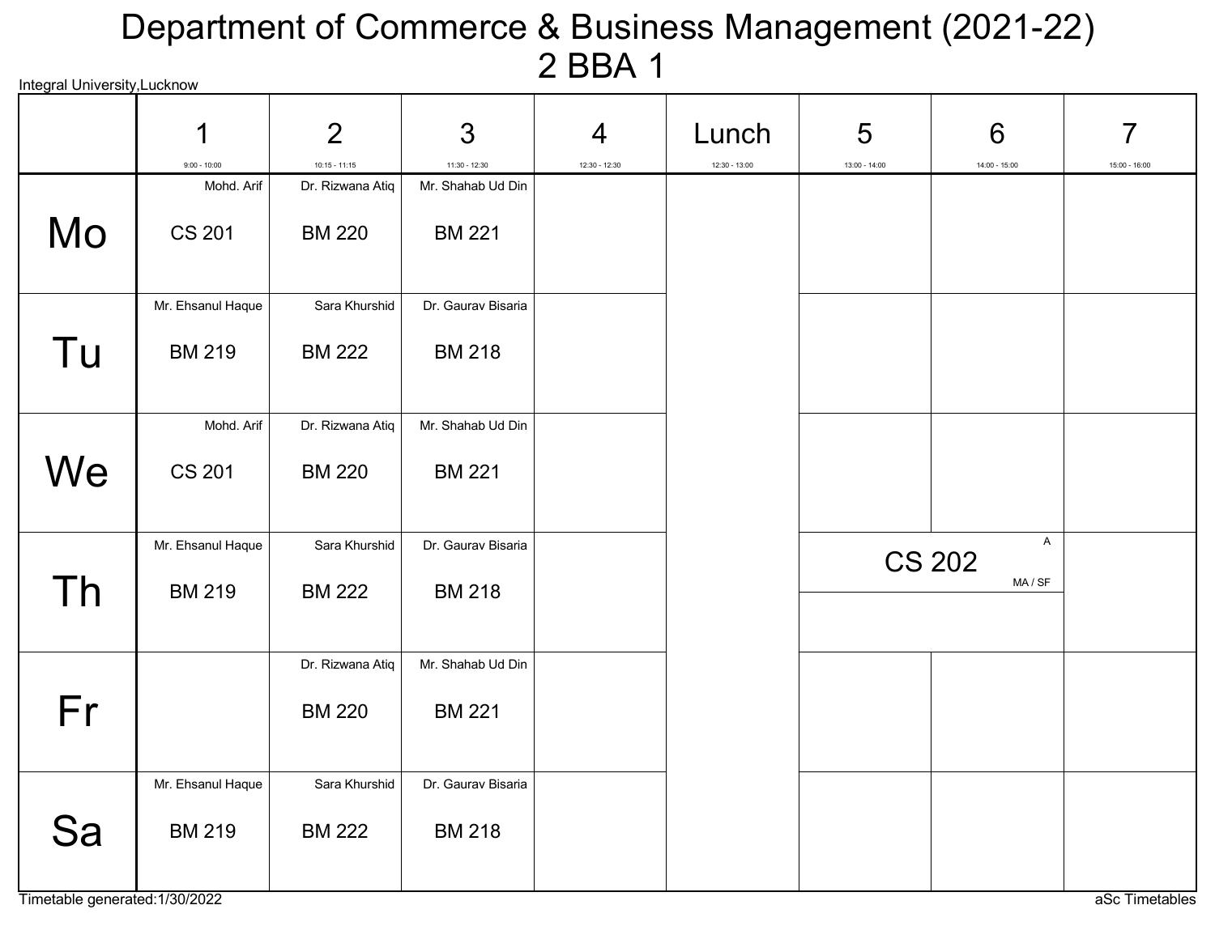# Department of Commerce & Business Management (2021-22)
## 2 BBA 1

Integral University,Lucknow

| | 1<br>9:00 - 10:00 | 2<br>10:15 - 11:15 | 3<br>11:30 - 12:30 | 4<br>12:30 - 12:30 | Lunch<br>12:30 - 13:00 | 5<br>13:00 - 14:00 | 6<br>14:00 - 15:00 | 7<br>15:00 - 16:00 |
|---|---|---|---|---|---|---|---|---|
| Mo | Mohd. Arif<br>CS 201 | Dr. Rizwana Atiq<br>BM 220 | Mr. Shahab Ud Din<br>BM 221 | | | | | |
| Tu | Mr. Ehsanul Haque<br>BM 219 | Sara Khurshid<br>BM 222 | Dr. Gaurav Bisaria<br>BM 218 | | | | | |
| We | Mohd. Arif<br>CS 201 | Dr. Rizwana Atiq<br>BM 220 | Mr. Shahab Ud Din<br>BM 221 | | | | | |
| Th | Mr. Ehsanul Haque<br>BM 219 | Sara Khurshid<br>BM 222 | Dr. Gaurav Bisaria<br>BM 218 | | | CS 202 A MA / SF | | |
| Fr | | Dr. Rizwana Atiq<br>BM 220 | Mr. Shahab Ud Din<br>BM 221 | | | | | |
| Sa | Mr. Ehsanul Haque<br>BM 219 | Sara Khurshid<br>BM 222 | Dr. Gaurav Bisaria<br>BM 218 | | | | | |

Timetable generated:1/30/2022

aSc Timetables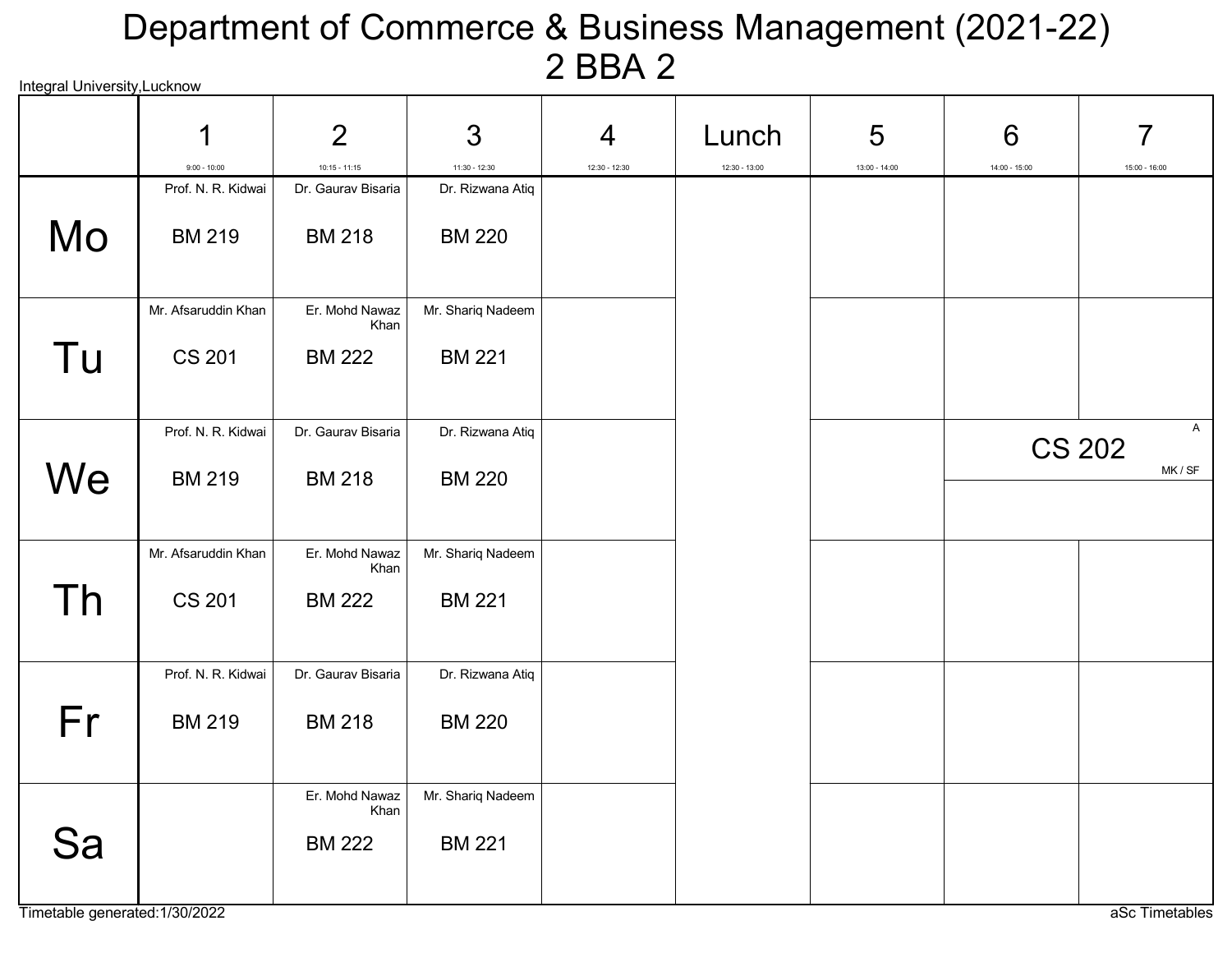# Department of Commerce & Business Management (2021-22)
## 2 BBA 2

Integral University,Lucknow

| | 1<br>9:00 - 10:00 | 2<br>10:15 - 11:15 | 3<br>11:30 - 12:30 | 4<br>12:30 - 12:30 | Lunch<br>12:30 - 13:00 | 5<br>13:00 - 14:00 | 6<br>14:00 - 15:00 | 7<br>15:00 - 16:00 |
|---|---|---|---|---|---|---|---|---|
| **Mo** | Prof. N. R. Kidwai<br>BM 219 | Dr. Gaurav Bisaria<br>BM 218 | Dr. Rizwana Atiq<br>BM 220 | | | | | |
| **Tu** | Mr. Afsaruddin Khan<br>CS 201 | Er. Mohd Nawaz Khan<br>BM 222 | Mr. Shariq Nadeem<br>BM 221 | | | | | |
| **We** | Prof. N. R. Kidwai<br>BM 219 | Dr. Gaurav Bisaria<br>BM 218 | Dr. Rizwana Atiq<br>BM 220 | | | | A<br>CS 202<br>MK / SF | |
| **Th** | Mr. Afsaruddin Khan<br>CS 201 | Er. Mohd Nawaz Khan<br>BM 222 | Mr. Shariq Nadeem<br>BM 221 | | | | | |
| **Fr** | Prof. N. R. Kidwai<br>BM 219 | Dr. Gaurav Bisaria<br>BM 218 | Dr. Rizwana Atiq<br>BM 220 | | | | | |
| **Sa** | | Er. Mohd Nawaz Khan<br>BM 222 | Mr. Shariq Nadeem<br>BM 221 | | | | | |

Timetable generated:1/30/2022

aSc Timetables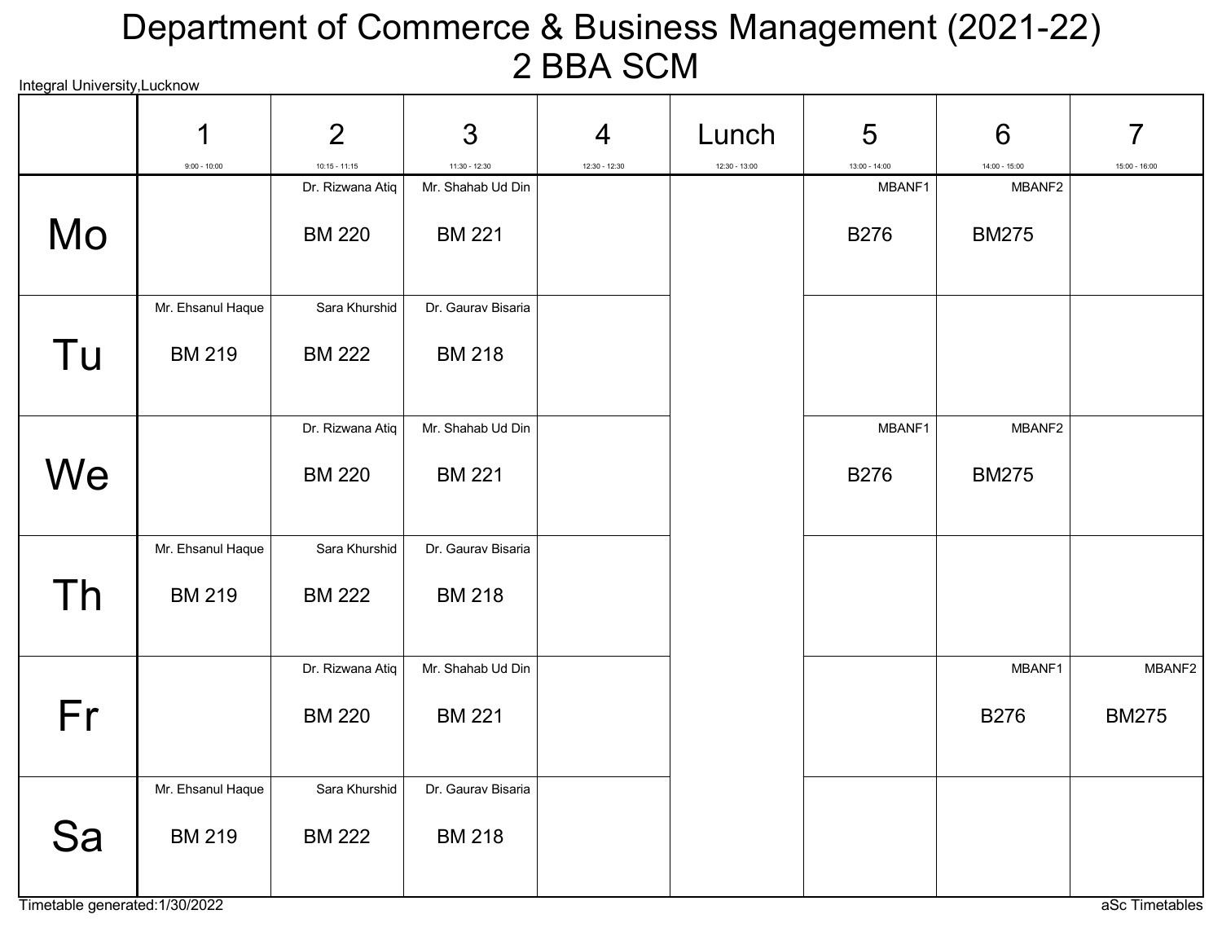# Department of Commerce & Business Management (2021-22)
## 2 BBA SCM

Integral University,Lucknow

| | 1<br>9:00 - 10:00 | 2<br>10:15 - 11:15 | 3<br>11:30 - 12:30 | 4<br>12:30 - 12:30 | Lunch<br>12:30 - 13:00 | 5<br>13:00 - 14:00 | 6<br>14:00 - 15:00 | 7<br>15:00 - 16:00 |
|---|---|---|---|---|---|---|---|---|
| Mo | | Dr. Rizwana Atiq<br>BM 220 | Mr. Shahab Ud Din<br>BM 221 | | | MBANF1<br>B276 | MBANF2<br>BM275 | |
| Tu | Mr. Ehsanul Haque<br>BM 219 | Sara Khurshid<br>BM 222 | Dr. Gaurav Bisaria<br>BM 218 | | | | | |
| We | | Dr. Rizwana Atiq<br>BM 220 | Mr. Shahab Ud Din<br>BM 221 | | | MBANF1<br>B276 | MBANF2<br>BM275 | |
| Th | Mr. Ehsanul Haque<br>BM 219 | Sara Khurshid<br>BM 222 | Dr. Gaurav Bisaria<br>BM 218 | | | | | |
| Fr | | Dr. Rizwana Atiq<br>BM 220 | Mr. Shahab Ud Din<br>BM 221 | | | | MBANF1<br>B276 | MBANF2<br>BM275 |
| Sa | Mr. Ehsanul Haque<br>BM 219 | Sara Khurshid<br>BM 222 | Dr. Gaurav Bisaria<br>BM 218 | | | | | |

Timetable generated:1/30/2022

aSc Timetables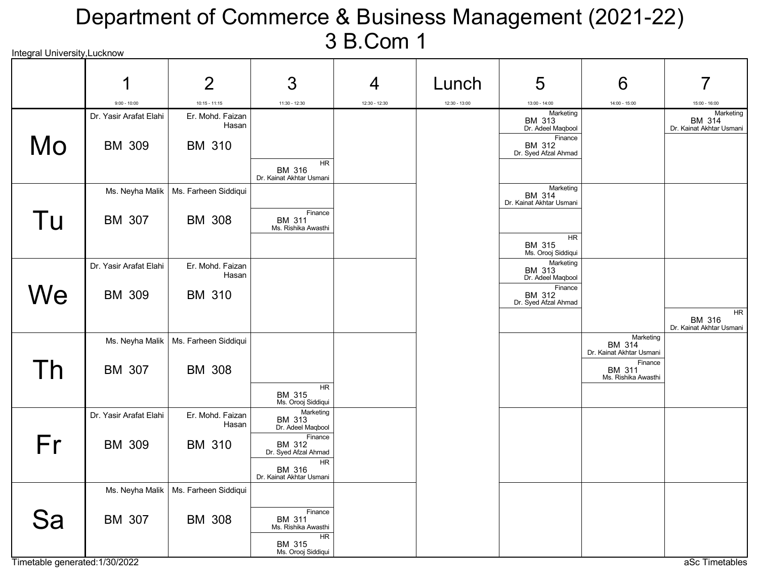# Department of Commerce & Business Management (2021-22)
## 3 B.Com 1

Integral University,Lucknow

| | 1 (9:00 - 10:00) | 2 (10:15 - 11:15) | 3 (11:30 - 12:30) | 4 (12:30 - 12:30) | Lunch (12:30 - 13:00) | 5 (13:00 - 14:00) | 6 (14:00 - 15:00) | 7 (15:00 - 16:00) |
|---|---|---|---|---|---|---|---|---|
| **Mo** | Dr. Yasir Arafat Elahi BM 309 | Er. Mohd. Faizan Hasan BM 310 | HR BM 316 Dr. Kainat Akhtar Usmani | | | Marketing BM 313 Dr. Adeel Maqbool; Finance BM 312 Dr. Syed Afzal Ahmad | | Marketing BM 314 Dr. Kainat Akhtar Usmani |
| **Tu** | Ms. Neyha Malik BM 307 | Ms. Farheen Siddiqui BM 308 | Finance BM 311 Ms. Rishika Awasthi | | | Marketing BM 314 Dr. Kainat Akhtar Usmani; HR BM 315 Ms. Orooj Siddiqui | | |
| **We** | Dr. Yasir Arafat Elahi BM 309 | Er. Mohd. Faizan Hasan BM 310 | | | | Marketing BM 313 Dr. Adeel Maqbool; Finance BM 312 Dr. Syed Afzal Ahmad | | HR BM 316 Dr. Kainat Akhtar Usmani |
| **Th** | Ms. Neyha Malik BM 307 | Ms. Farheen Siddiqui BM 308 | HR BM 315 Ms. Orooj Siddiqui | | | | Marketing BM 314 Dr. Kainat Akhtar Usmani; Finance BM 311 Ms. Rishika Awasthi | |
| **Fr** | Dr. Yasir Arafat Elahi BM 309 | Er. Mohd. Faizan Hasan BM 310 | Marketing BM 313 Dr. Adeel Maqbool; Finance BM 312 Dr. Syed Afzal Ahmad; HR BM 316 Dr. Kainat Akhtar Usmani | | | | | |
| **Sa** | Ms. Neyha Malik BM 307 | Ms. Farheen Siddiqui BM 308 | Finance BM 311 Ms. Rishika Awasthi; HR BM 315 Ms. Orooj Siddiqui | | | | | |

Timetable generated:1/30/2022

aSc Timetables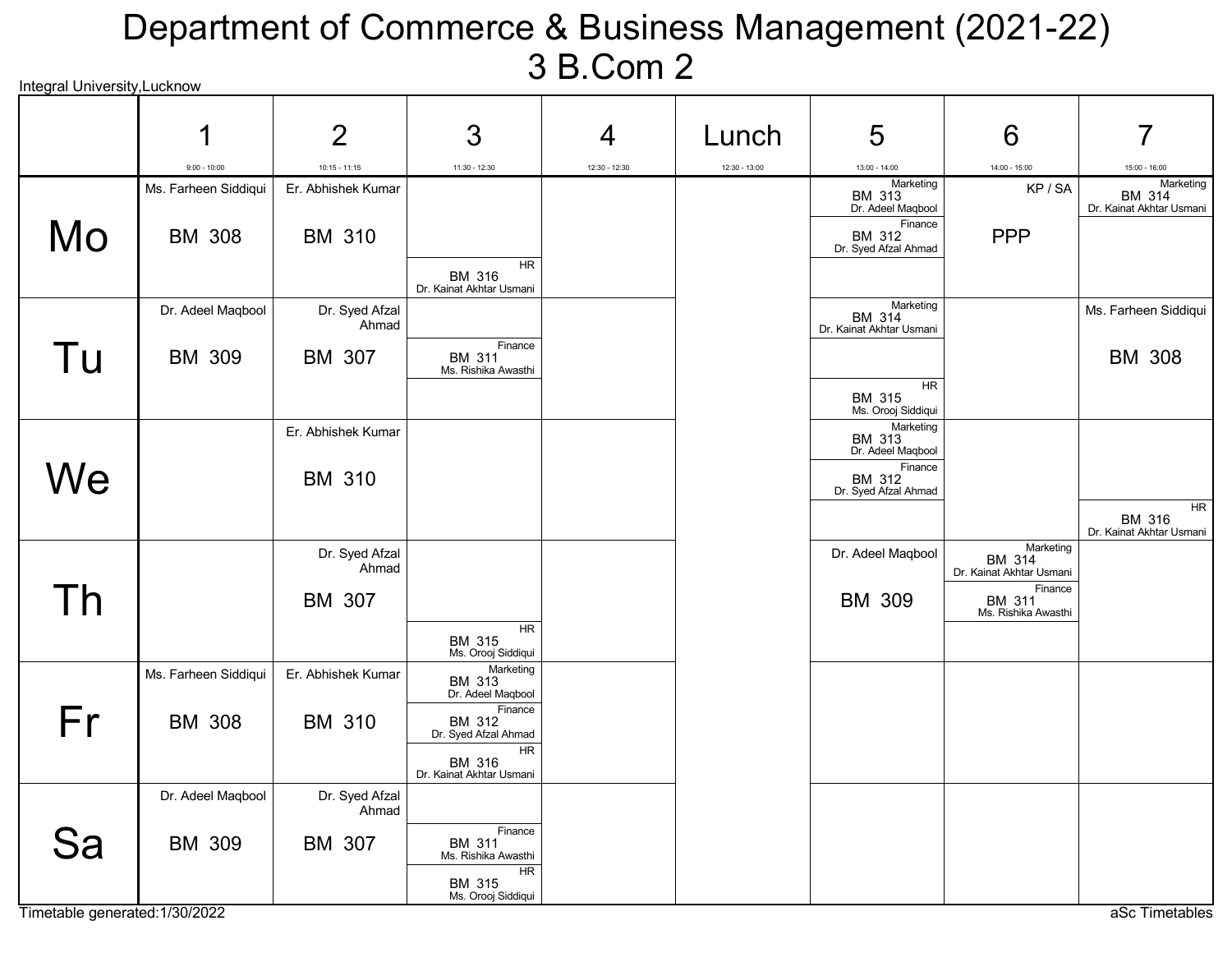# Department of Commerce & Business Management (2021-22)
## 3 B.Com 2

Integral University,Lucknow

| | 1<br>9:00 - 10:00 | 2<br>10:15 - 11:15 | 3<br>11:30 - 12:30 | 4<br>12:30 - 12:30 | Lunch<br>12:30 - 13:00 | 5<br>13:00 - 14:00 | 6<br>14:00 - 15:00 | 7<br>15:00 - 16:00 |
|---|---|---|---|---|---|---|---|---|
| **Mo** | Ms. Farheen Siddiqui<br>BM 308 | Er. Abhishek Kumar<br>BM 310 | HR<br>BM 316<br>Dr. Kainat Akhtar Usmani | | | Marketing<br>BM 313<br>Dr. Adeel Maqbool<br>Finance<br>BM 312<br>Dr. Syed Afzal Ahmad | KP / SA<br>PPP | Marketing<br>BM 314<br>Dr. Kainat Akhtar Usmani |
| **Tu** | Dr. Adeel Maqbool<br>BM 309 | Dr. Syed Afzal Ahmad<br>BM 307 | Finance<br>BM 311<br>Ms. Rishika Awasthi | | | Marketing<br>BM 314<br>Dr. Kainat Akhtar Usmani<br>HR<br>BM 315<br>Ms. Orooj Siddiqui | | Ms. Farheen Siddiqui<br>BM 308 |
| **We** | | Er. Abhishek Kumar<br>BM 310 | | | | Marketing<br>BM 313<br>Dr. Adeel Maqbool<br>Finance<br>BM 312<br>Dr. Syed Afzal Ahmad | | HR<br>BM 316<br>Dr. Kainat Akhtar Usmani |
| **Th** | | Dr. Syed Afzal Ahmad<br>BM 307 | HR<br>BM 315<br>Ms. Orooj Siddiqui | | | Dr. Adeel Maqbool<br>BM 309 | Marketing<br>BM 314<br>Dr. Kainat Akhtar Usmani<br>Finance<br>BM 311<br>Ms. Rishika Awasthi | |
| **Fr** | Ms. Farheen Siddiqui<br>BM 308 | Er. Abhishek Kumar<br>BM 310 | Marketing<br>BM 313<br>Dr. Adeel Maqbool<br>Finance<br>BM 312<br>Dr. Syed Afzal Ahmad<br>HR<br>BM 316<br>Dr. Kainat Akhtar Usmani | | | | | |
| **Sa** | Dr. Adeel Maqbool<br>BM 309 | Dr. Syed Afzal Ahmad<br>BM 307 | Finance<br>BM 311<br>Ms. Rishika Awasthi<br>HR<br>BM 315<br>Ms. Orooj Siddiqui | | | | | |

Timetable generated:1/30/2022

aSc Timetables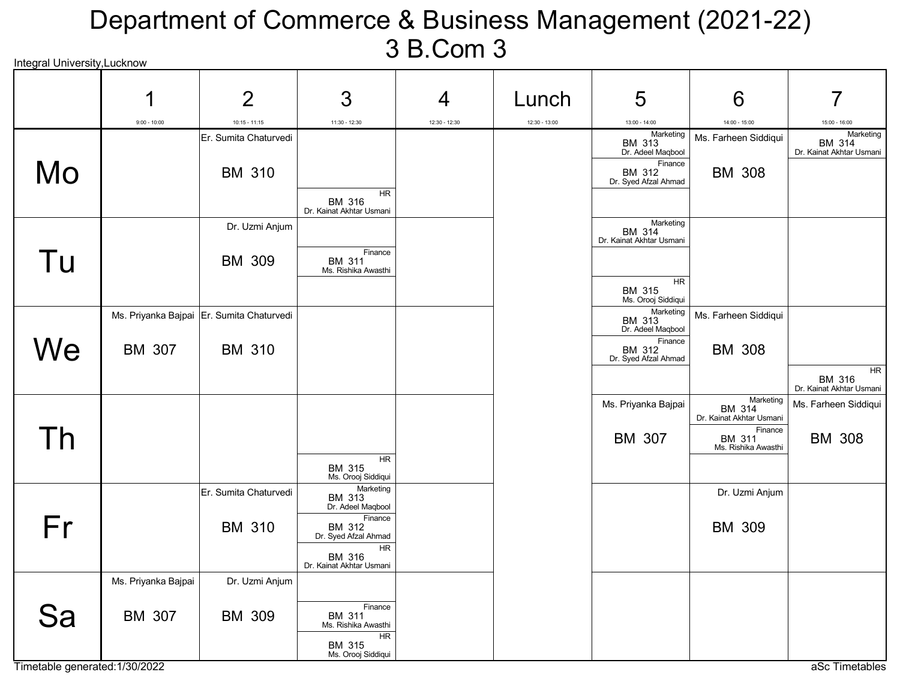# Department of Commerce & Business Management (2021-22)
## 3 B.Com 3

Integral University,Lucknow

| | 1<br>9:00 - 10:00 | 2<br>10:15 - 11:15 | 3<br>11:30 - 12:30 | 4<br>12:30 - 12:30 | Lunch<br>12:30 - 13:00 | 5<br>13:00 - 14:00 | 6<br>14:00 - 15:00 | 7<br>15:00 - 16:00 |
|---|---|---|---|---|---|---|---|---|
| Mo | | Er. Sumita Chaturvedi BM 310 | HR BM 316 Dr. Kainat Akhtar Usmani | | | Marketing BM 313 Dr. Adeel Maqbool; Finance BM 312 Dr. Syed Afzal Ahmad | Ms. Farheen Siddiqui BM 308 | Marketing BM 314 Dr. Kainat Akhtar Usmani |
| Tu | | Dr. Uzmi Anjum BM 309 | Finance BM 311 Ms. Rishika Awasthi | | | Marketing BM 314 Dr. Kainat Akhtar Usmani; HR BM 315 Ms. Orooj Siddiqui | | |
| We | Ms. Priyanka Bajpai BM 307 | Er. Sumita Chaturvedi BM 310 | | | | Marketing BM 313 Dr. Adeel Maqbool; Finance BM 312 Dr. Syed Afzal Ahmad | Ms. Farheen Siddiqui BM 308 | HR BM 316 Dr. Kainat Akhtar Usmani |
| Th | | | HR BM 315 Ms. Orooj Siddiqui | | | Ms. Priyanka Bajpai BM 307 | Marketing BM 314 Dr. Kainat Akhtar Usmani; Finance BM 311 Ms. Rishika Awasthi | Ms. Farheen Siddiqui BM 308 |
| Fr | | Er. Sumita Chaturvedi BM 310 | Marketing BM 313 Dr. Adeel Maqbool; Finance BM 312 Dr. Syed Afzal Ahmad; HR BM 316 Dr. Kainat Akhtar Usmani | | | | Dr. Uzmi Anjum BM 309 | |
| Sa | Ms. Priyanka Bajpai BM 307 | Dr. Uzmi Anjum BM 309 | Finance BM 311 Ms. Rishika Awasthi; HR BM 315 Ms. Orooj Siddiqui | | | | | |

Timetable generated:1/30/2022

aSc Timetables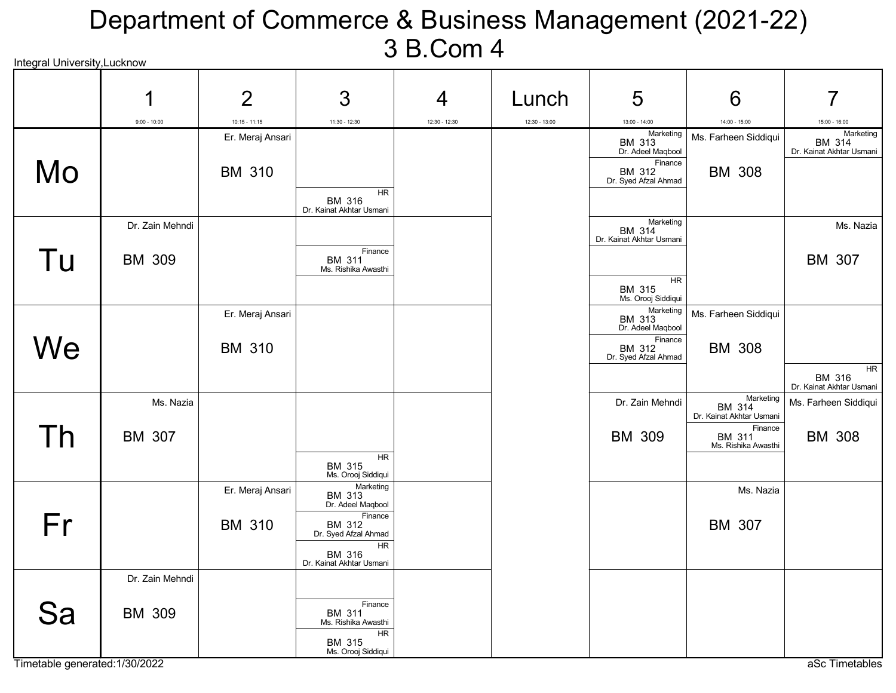# Department of Commerce & Business Management (2021-22)
## 3 B.Com 4

Integral University,Lucknow

| | 1 (9:00 - 10:00) | 2 (10:15 - 11:15) | 3 (11:30 - 12:30) | 4 (12:30 - 12:30) | Lunch (12:30 - 13:00) | 5 (13:00 - 14:00) | 6 (14:00 - 15:00) | 7 (15:00 - 16:00) |
|---|---|---|---|---|---|---|---|---|
| Mo | | Er. Meraj Ansari BM 310 | HR BM 316 Dr. Kainat Akhtar Usmani | | | Marketing BM 313 Dr. Adeel Maqbool; Finance BM 312 Dr. Syed Afzal Ahmad | Ms. Farheen Siddiqui BM 308 | Marketing BM 314 Dr. Kainat Akhtar Usmani |
| Tu | Dr. Zain Mehndi BM 309 | | Finance BM 311 Ms. Rishika Awasthi | | | Marketing BM 314 Dr. Kainat Akhtar Usmani; HR BM 315 Ms. Orooj Siddiqui | | Ms. Nazia BM 307 |
| We | | Er. Meraj Ansari BM 310 | | | | Marketing BM 313 Dr. Adeel Maqbool; Finance BM 312 Dr. Syed Afzal Ahmad | Ms. Farheen Siddiqui BM 308 | HR BM 316 Dr. Kainat Akhtar Usmani |
| Th | Ms. Nazia BM 307 | | HR BM 315 Ms. Orooj Siddiqui | | | Dr. Zain Mehndi BM 309 | Marketing BM 314 Dr. Kainat Akhtar Usmani; Finance BM 311 Ms. Rishika Awasthi | Ms. Farheen Siddiqui BM 308 |
| Fr | | Er. Meraj Ansari BM 310 | Marketing BM 313 Dr. Adeel Maqbool; Finance BM 312 Dr. Syed Afzal Ahmad; HR BM 316 Dr. Kainat Akhtar Usmani | | | | Ms. Nazia BM 307 | |
| Sa | Dr. Zain Mehndi BM 309 | | Finance BM 311 Ms. Rishika Awasthi; HR BM 315 Ms. Orooj Siddiqui | | | | | |

Timetable generated:1/30/2022

aSc Timetables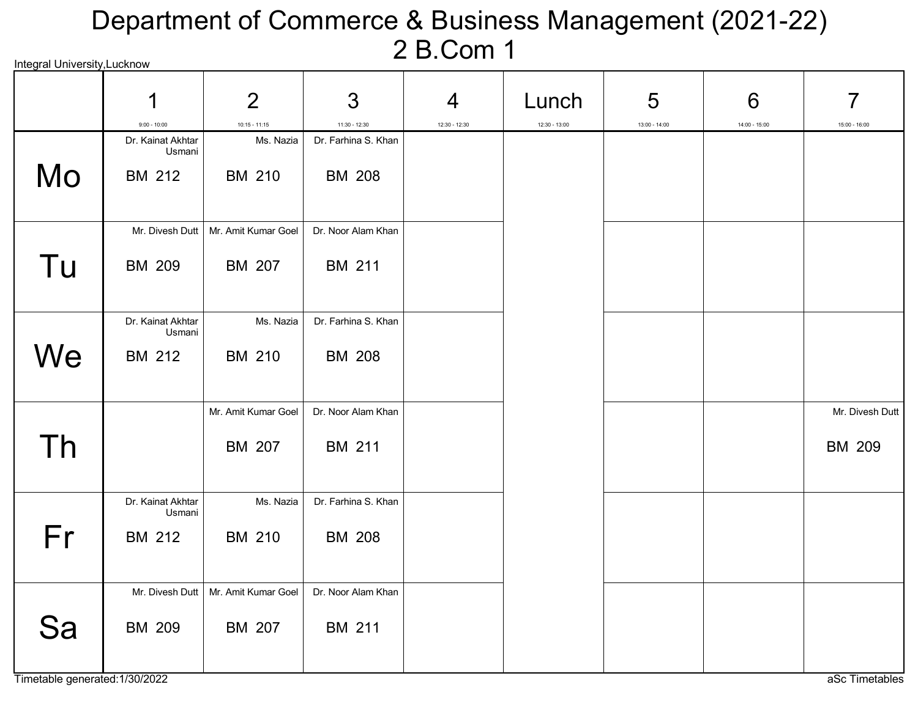# Department of Commerce & Business Management (2021-22)

## 2 B.Com 1

Integral University,Lucknow

| | 1<br>9:00 - 10:00 | 2<br>10:15 - 11:15 | 3<br>11:30 - 12:30 | 4<br>12:30 - 12:30 | Lunch<br>12:30 - 13:00 | 5<br>13:00 - 14:00 | 6<br>14:00 - 15:00 | 7<br>15:00 - 16:00 |
|---|---|---|---|---|---|---|---|---|
| **Mo** | Dr. Kainat Akhtar Usmani<br>BM 212 | Ms. Nazia<br>BM 210 | Dr. Farhina S. Khan<br>BM 208 | | | | | |
| **Tu** | Mr. Divesh Dutt<br>BM 209 | Mr. Amit Kumar Goel<br>BM 207 | Dr. Noor Alam Khan<br>BM 211 | | | | | |
| **We** | Dr. Kainat Akhtar Usmani<br>BM 212 | Ms. Nazia<br>BM 210 | Dr. Farhina S. Khan<br>BM 208 | | | | | |
| **Th** | | Mr. Amit Kumar Goel<br>BM 207 | Dr. Noor Alam Khan<br>BM 211 | | | | | Mr. Divesh Dutt<br>BM 209 |
| **Fr** | Dr. Kainat Akhtar Usmani<br>BM 212 | Ms. Nazia<br>BM 210 | Dr. Farhina S. Khan<br>BM 208 | | | | | |
| **Sa** | Mr. Divesh Dutt<br>BM 209 | Mr. Amit Kumar Goel<br>BM 207 | Dr. Noor Alam Khan<br>BM 211 | | | | | |

Timetable generated:1/30/2022

aSc Timetables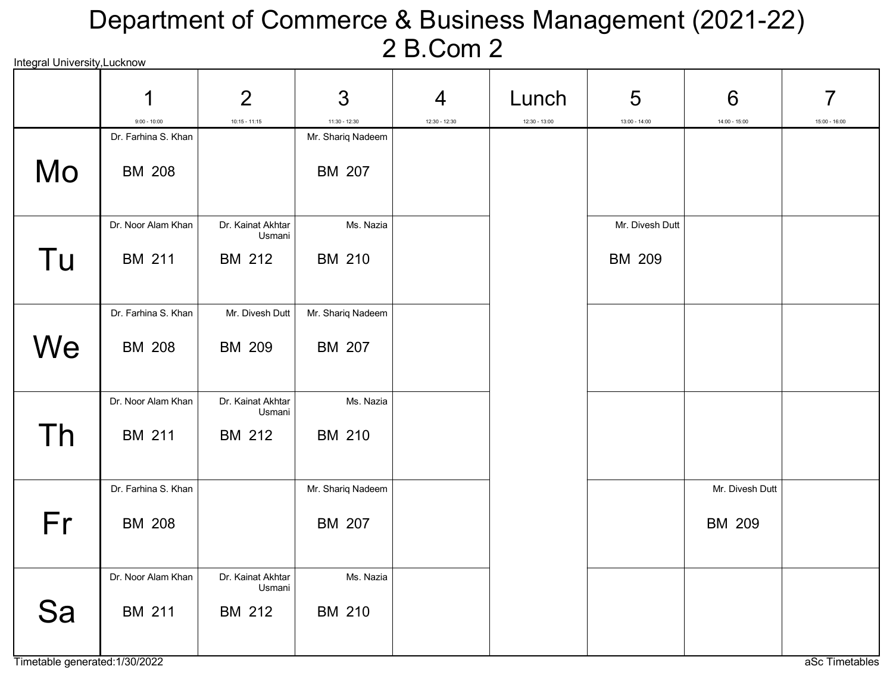# Department of Commerce & Business Management (2021-22)
## 2 B.Com 2

Integral University,Lucknow

| | 1<br>9:00 - 10:00 | 2<br>10:15 - 11:15 | 3<br>11:30 - 12:30 | 4<br>12:30 - 12:30 | Lunch<br>12:30 - 13:00 | 5<br>13:00 - 14:00 | 6<br>14:00 - 15:00 | 7<br>15:00 - 16:00 |
|---|---|---|---|---|---|---|---|---|
| Mo | Dr. Farhina S. Khan<br>BM 208 | | Mr. Shariq Nadeem<br>BM 207 | | | | | |
| Tu | Dr. Noor Alam Khan<br>BM 211 | Dr. Kainat Akhtar Usmani<br>BM 212 | Ms. Nazia<br>BM 210 | | | Mr. Divesh Dutt<br>BM 209 | | |
| We | Dr. Farhina S. Khan<br>BM 208 | Mr. Divesh Dutt<br>BM 209 | Mr. Shariq Nadeem<br>BM 207 | | | | | |
| Th | Dr. Noor Alam Khan<br>BM 211 | Dr. Kainat Akhtar Usmani<br>BM 212 | Ms. Nazia<br>BM 210 | | | | | |
| Fr | Dr. Farhina S. Khan<br>BM 208 | | Mr. Shariq Nadeem<br>BM 207 | | | | Mr. Divesh Dutt<br>BM 209 | |
| Sa | Dr. Noor Alam Khan<br>BM 211 | Dr. Kainat Akhtar Usmani<br>BM 212 | Ms. Nazia<br>BM 210 | | | | | |

Timetable generated:1/30/2022

aSc Timetables